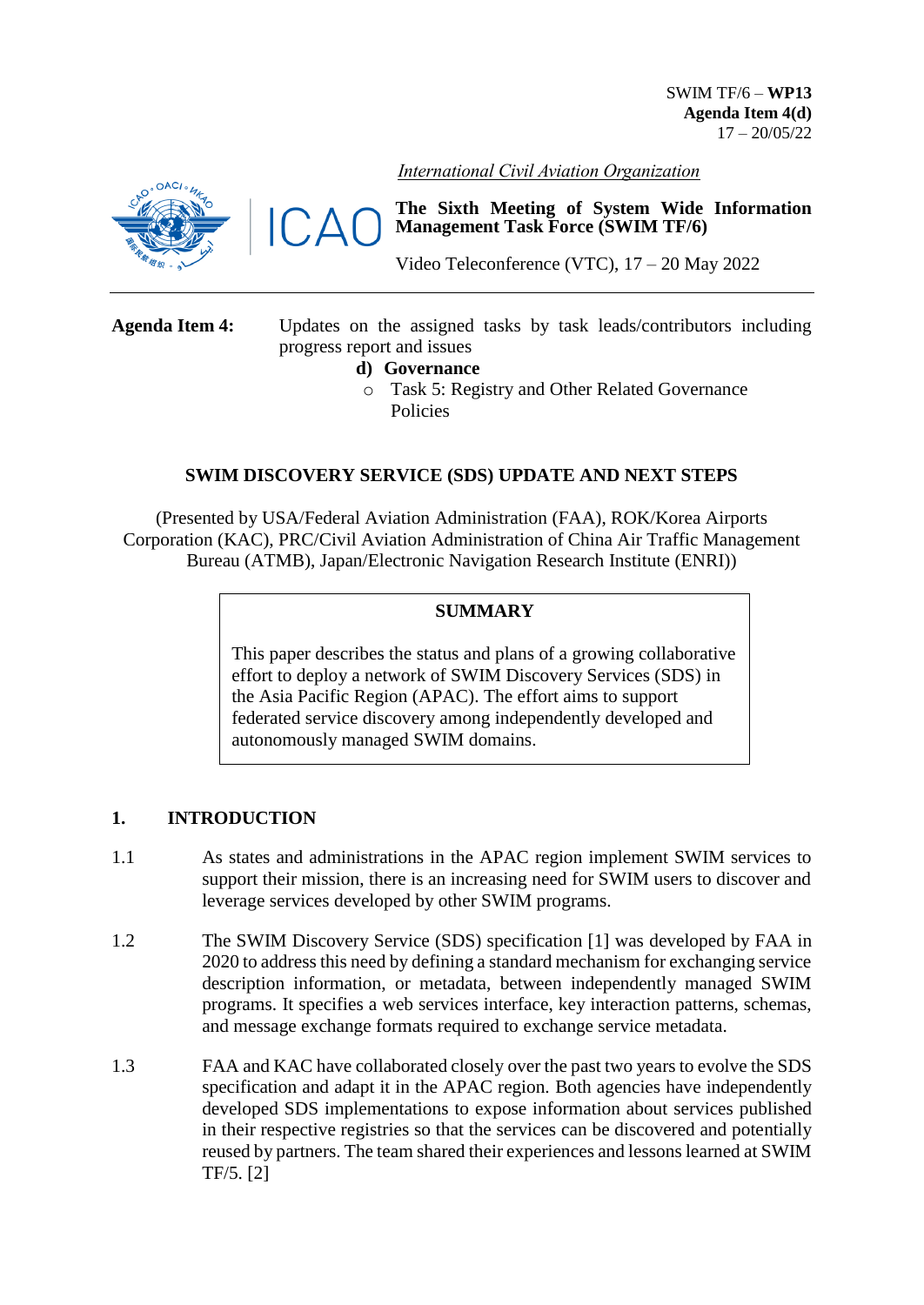SWIM TF/6 – **WP13**
**Agenda Item 4(d)**
17 – 20/05/22

*International Civil Aviation Organization*

**The Sixth Meeting of System Wide Information Management Task Force (SWIM TF/6)**

Video Teleconference (VTC), 17 – 20 May 2022

---

**Agenda Item 4:** Updates on the assigned tasks by task leads/contributors including progress report and issues

**d) Governance**

- Task 5: Registry and Other Related Governance Policies

## SWIM DISCOVERY SERVICE (SDS) UPDATE AND NEXT STEPS

(Presented by USA/Federal Aviation Administration (FAA), ROK/Korea Airports Corporation (KAC), PRC/Civil Aviation Administration of China Air Traffic Management Bureau (ATMB), Japan/Electronic Navigation Research Institute (ENRI))

| **SUMMARY** |
|---|
| This paper describes the status and plans of a growing collaborative effort to deploy a network of SWIM Discovery Services (SDS) in the Asia Pacific Region (APAC). The effort aims to support federated service discovery among independently developed and autonomously managed SWIM domains. |

## 1. INTRODUCTION

1.1 As states and administrations in the APAC region implement SWIM services to support their mission, there is an increasing need for SWIM users to discover and leverage services developed by other SWIM programs.

1.2 The SWIM Discovery Service (SDS) specification [1] was developed by FAA in 2020 to address this need by defining a standard mechanism for exchanging service description information, or metadata, between independently managed SWIM programs. It specifies a web services interface, key interaction patterns, schemas, and message exchange formats required to exchange service metadata.

1.3 FAA and KAC have collaborated closely over the past two years to evolve the SDS specification and adapt it in the APAC region. Both agencies have independently developed SDS implementations to expose information about services published in their respective registries so that the services can be discovered and potentially reused by partners. The team shared their experiences and lessons learned at SWIM TF/5. [2]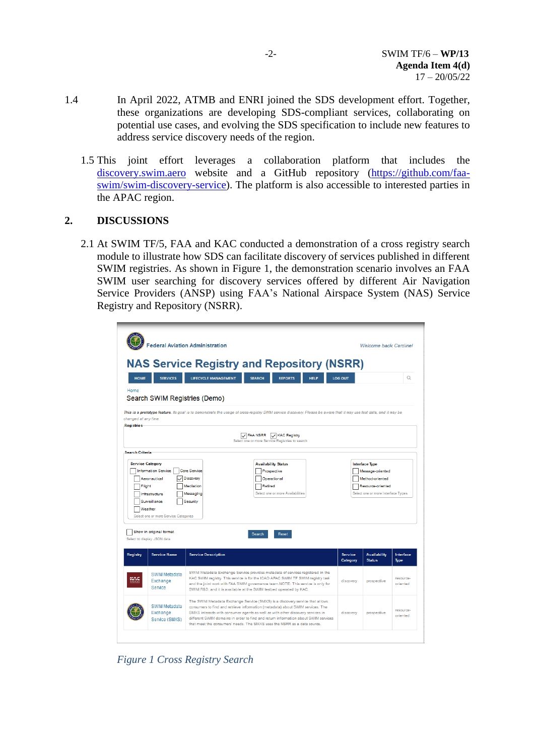1.4 In April 2022, ATMB and ENRI joined the SDS development effort. Together, these organizations are developing SDS-compliant services, collaborating on potential use cases, and evolving the SDS specification to include new features to address service discovery needs of the region.

1.5 This joint effort leverages a collaboration platform that includes the discovery.swim.aero website and a GitHub repository (https://github.com/faa-swim/swim-discovery-service). The platform is also accessible to interested parties in the APAC region.

## 2. DISCUSSIONS

2.1 At SWIM TF/5, FAA and KAC conducted a demonstration of a cross registry search module to illustrate how SDS can facilitate discovery of services published in different SWIM registries. As shown in Figure 1, the demonstration scenario involves an FAA SWIM user searching for discovery services offered by different Air Navigation Service Providers (ANSP) using FAA's National Airspace System (NAS) Service Registry and Repository (NSRR).

*Figure 1 Cross Registry Search*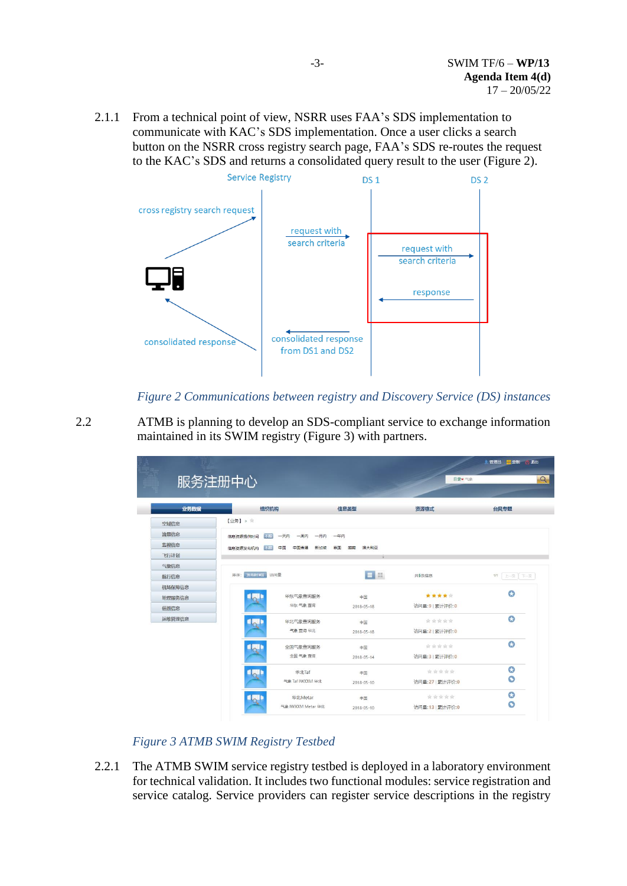2.1.1 From a technical point of view, NSRR uses FAA's SDS implementation to communicate with KAC's SDS implementation. Once a user clicks a search button on the NSRR cross registry search page, FAA's SDS re-routes the request to the KAC's SDS and returns a consolidated query result to the user (Figure 2).

*Figure 2 Communications between registry and Discovery Service (DS) instances*

2.2 ATMB is planning to develop an SDS-compliant service to exchange information maintained in its SWIM registry (Figure 3) with partners.

*Figure 3 ATMB SWIM Registry Testbed*

2.2.1 The ATMB SWIM service registry testbed is deployed in a laboratory environment for technical validation. It includes two functional modules: service registration and service catalog. Service providers can register service descriptions in the registry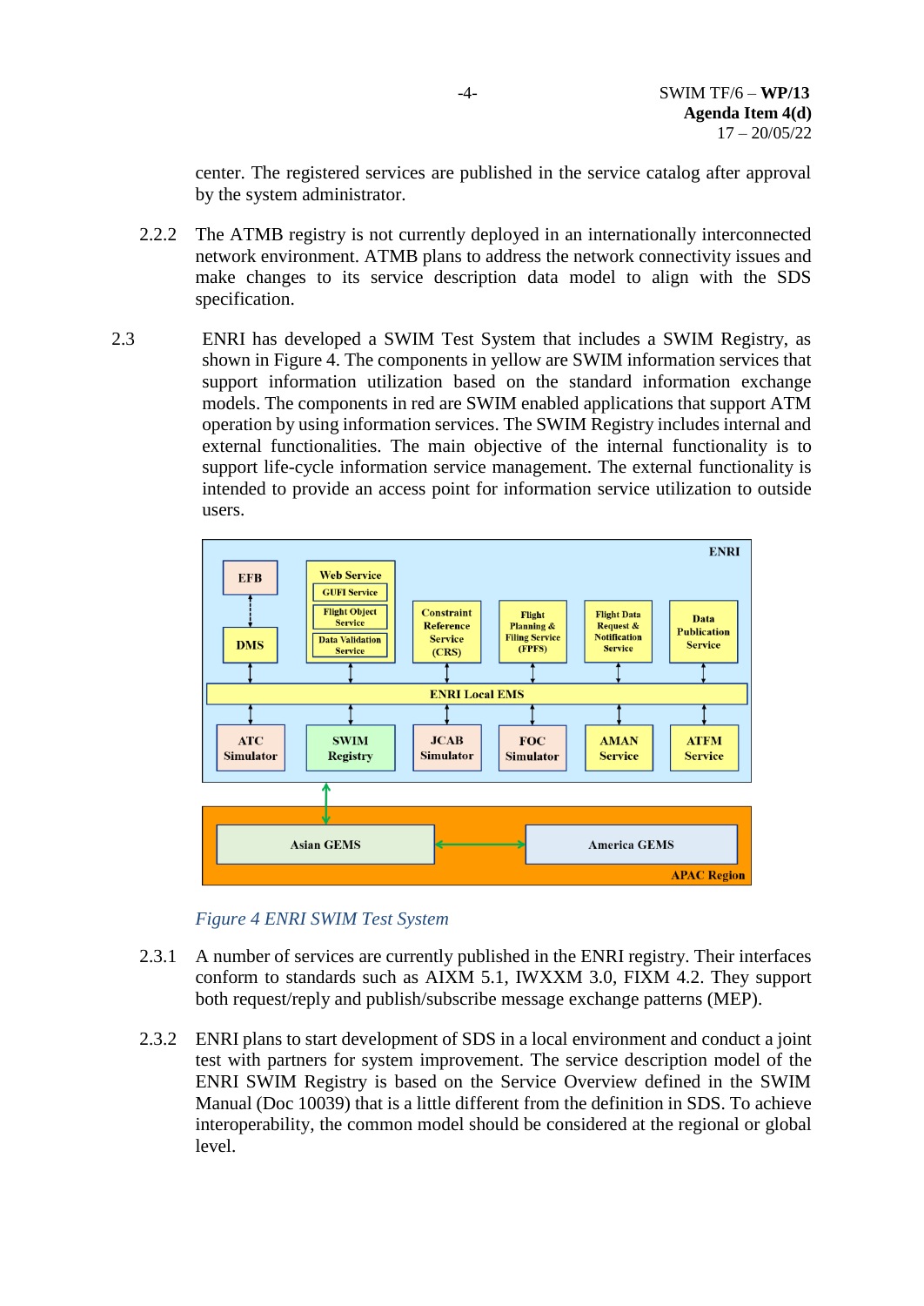center. The registered services are published in the service catalog after approval by the system administrator.

2.2.2 The ATMB registry is not currently deployed in an internationally interconnected network environment. ATMB plans to address the network connectivity issues and make changes to its service description data model to align with the SDS specification.

2.3 ENRI has developed a SWIM Test System that includes a SWIM Registry, as shown in Figure 4. The components in yellow are SWIM information services that support information utilization based on the standard information exchange models. The components in red are SWIM enabled applications that support ATM operation by using information services. The SWIM Registry includes internal and external functionalities. The main objective of the internal functionality is to support life-cycle information service management. The external functionality is intended to provide an access point for information service utilization to outside users.

*Figure 4 ENRI SWIM Test System*

2.3.1 A number of services are currently published in the ENRI registry. Their interfaces conform to standards such as AIXM 5.1, IWXXM 3.0, FIXM 4.2. They support both request/reply and publish/subscribe message exchange patterns (MEP).

2.3.2 ENRI plans to start development of SDS in a local environment and conduct a joint test with partners for system improvement. The service description model of the ENRI SWIM Registry is based on the Service Overview defined in the SWIM Manual (Doc 10039) that is a little different from the definition in SDS. To achieve interoperability, the common model should be considered at the regional or global level.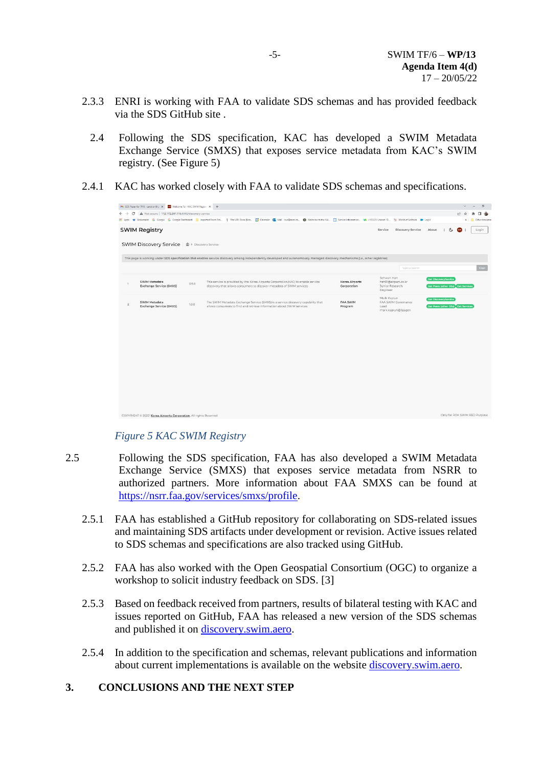2.3.3 ENRI is working with FAA to validate SDS schemas and has provided feedback via the SDS GitHub site .

2.4 Following the SDS specification, KAC has developed a SWIM Metadata Exchange Service (SMXS) that exposes service metadata from KAC's SWIM registry. (See Figure 5)

2.4.1 KAC has worked closely with FAA to validate SDS schemas and specifications.

*Figure 5 KAC SWIM Registry*

2.5 Following the SDS specification, FAA has also developed a SWIM Metadata Exchange Service (SMXS) that exposes service metadata from NSRR to authorized partners. More information about FAA SMXS can be found at [https://nsrr.faa.gov/services/smxs/profile](https://nsrr.faa.gov/services/smxs/profile).

2.5.1 FAA has established a GitHub repository for collaborating on SDS-related issues and maintaining SDS artifacts under development or revision. Active issues related to SDS schemas and specifications are also tracked using GitHub.

2.5.2 FAA has also worked with the Open Geospatial Consortium (OGC) to organize a workshop to solicit industry feedback on SDS. [3]

2.5.3 Based on feedback received from partners, results of bilateral testing with KAC and issues reported on GitHub, FAA has released a new version of the SDS schemas and published it on [discovery.swim.aero](discovery.swim.aero).

2.5.4 In addition to the specification and schemas, relevant publications and information about current implementations is available on the website [discovery.swim.aero](discovery.swim.aero).

## 3. CONCLUSIONS AND THE NEXT STEP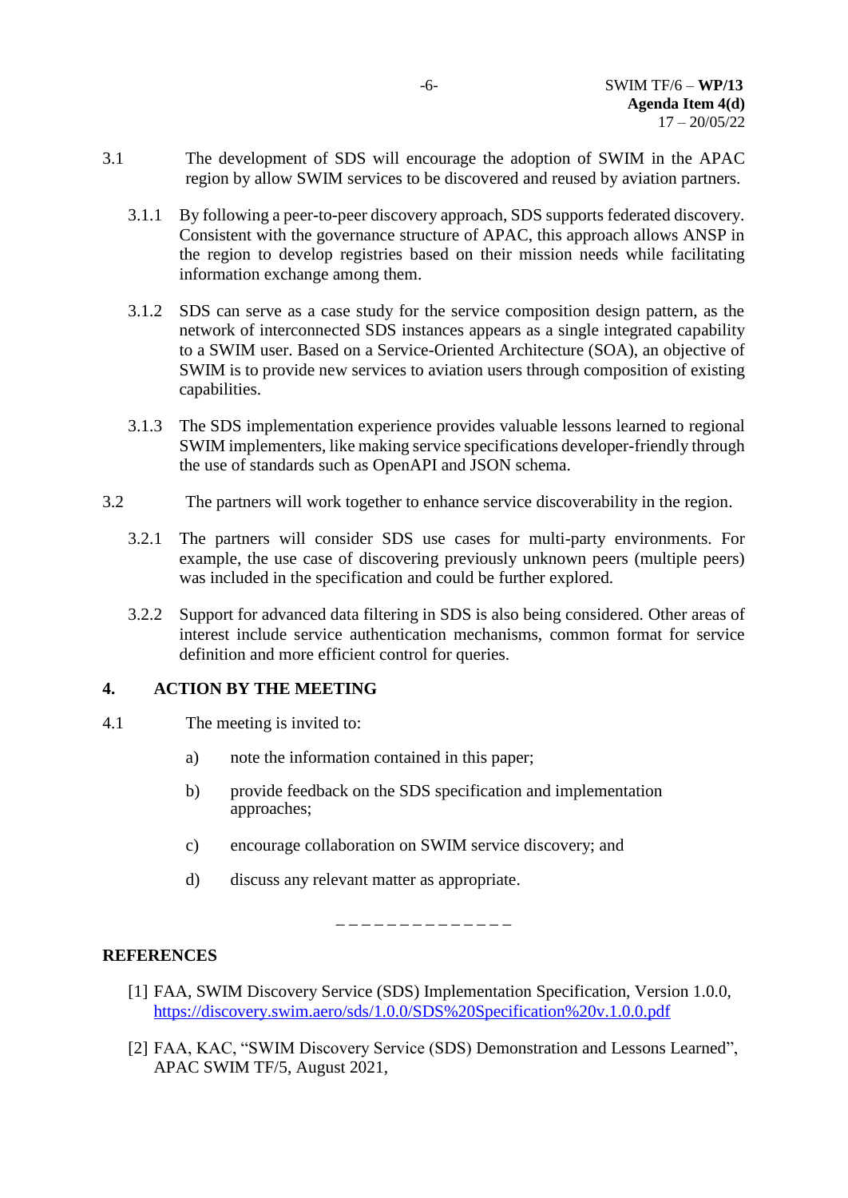3.1 The development of SDS will encourage the adoption of SWIM in the APAC region by allow SWIM services to be discovered and reused by aviation partners.

3.1.1 By following a peer-to-peer discovery approach, SDS supports federated discovery. Consistent with the governance structure of APAC, this approach allows ANSP in the region to develop registries based on their mission needs while facilitating information exchange among them.

3.1.2 SDS can serve as a case study for the service composition design pattern, as the network of interconnected SDS instances appears as a single integrated capability to a SWIM user. Based on a Service-Oriented Architecture (SOA), an objective of SWIM is to provide new services to aviation users through composition of existing capabilities.

3.1.3 The SDS implementation experience provides valuable lessons learned to regional SWIM implementers, like making service specifications developer-friendly through the use of standards such as OpenAPI and JSON schema.

3.2 The partners will work together to enhance service discoverability in the region.

3.2.1 The partners will consider SDS use cases for multi-party environments. For example, the use case of discovering previously unknown peers (multiple peers) was included in the specification and could be further explored.

3.2.2 Support for advanced data filtering in SDS is also being considered. Other areas of interest include service authentication mechanisms, common format for service definition and more efficient control for queries.

## 4. ACTION BY THE MEETING

4.1 The meeting is invited to:

a) note the information contained in this paper;

b) provide feedback on the SDS specification and implementation approaches;

c) encourage collaboration on SWIM service discovery; and

d) discuss any relevant matter as appropriate.

– – – – – – – – – – – – – –

## REFERENCES

[1] FAA, SWIM Discovery Service (SDS) Implementation Specification, Version 1.0.0, https://discovery.swim.aero/sds/1.0.0/SDS%20Specification%20v.1.0.0.pdf

[2] FAA, KAC, "SWIM Discovery Service (SDS) Demonstration and Lessons Learned", APAC SWIM TF/5, August 2021,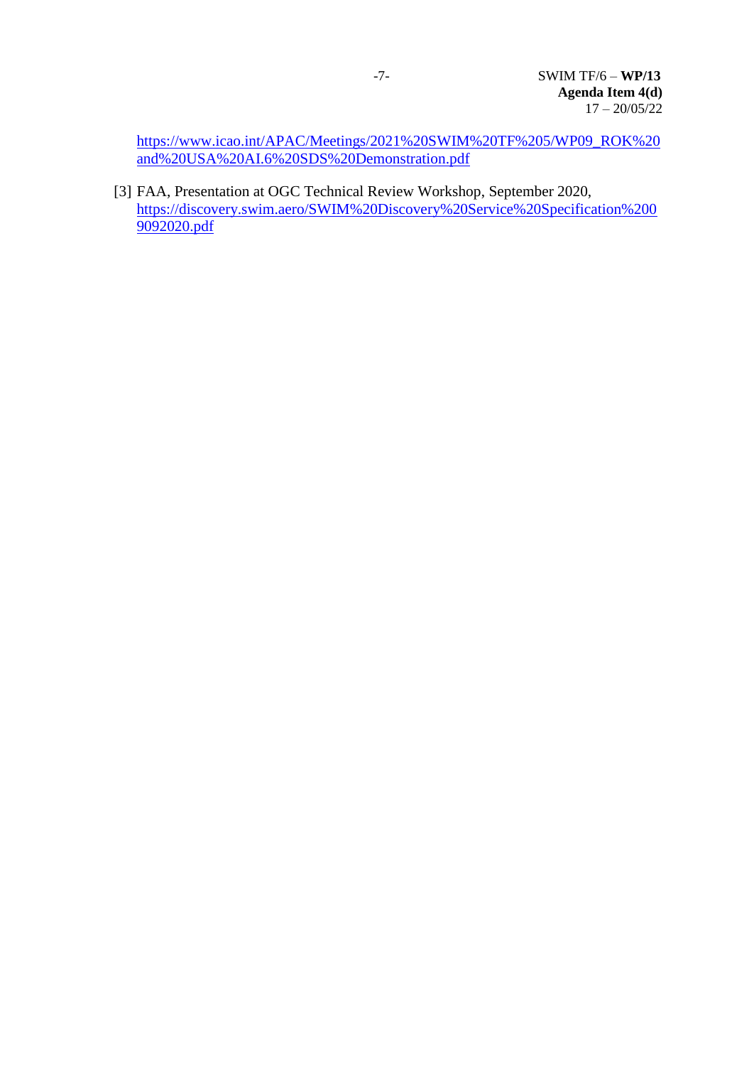https://www.icao.int/APAC/Meetings/2021%20SWIM%20TF%205/WP09_ROK%20and%20USA%20AI.6%20SDS%20Demonstration.pdf

[3] FAA, Presentation at OGC Technical Review Workshop, September 2020, https://discovery.swim.aero/SWIM%20Discovery%20Service%20Specification%2009092020.pdf